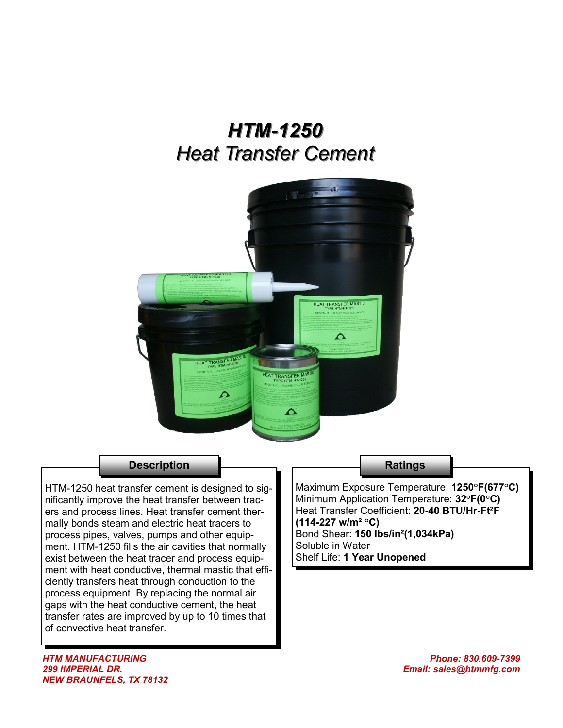# *HTM-1250*
## *Heat Transfer Cement*

### Description

HTM-1250 heat transfer cement is designed to significantly improve the heat transfer between tracers and process lines. Heat transfer cement thermally bonds steam and electric heat tracers to process pipes, valves, pumps and other equipment. HTM-1250 fills the air cavities that normally exist between the heat tracer and process equipment with heat conductive, thermal mastic that efficiently transfers heat through conduction to the process equipment. By replacing the normal air gaps with the heat conductive cement, the heat transfer rates are improved by up to 10 times that of convective heat transfer.

### Ratings

Maximum Exposure Temperature: **1250°F(677°C)**
Minimum Application Temperature: **32°F(0°C)**
Heat Transfer Coefficient: **20-40 BTU/Hr-Ft²F (114-227 w/m² °C)**
Bond Shear: **150 lbs/in²(1,034kPa)**
Soluble in Water
Shelf Life: **1 Year Unopened**

*HTM MANUFACTURING*
*299 IMPERIAL DR.*
*NEW BRAUNFELS, TX 78132*

*Phone: 830.609-7399*
*Email: sales@htmmfg.com*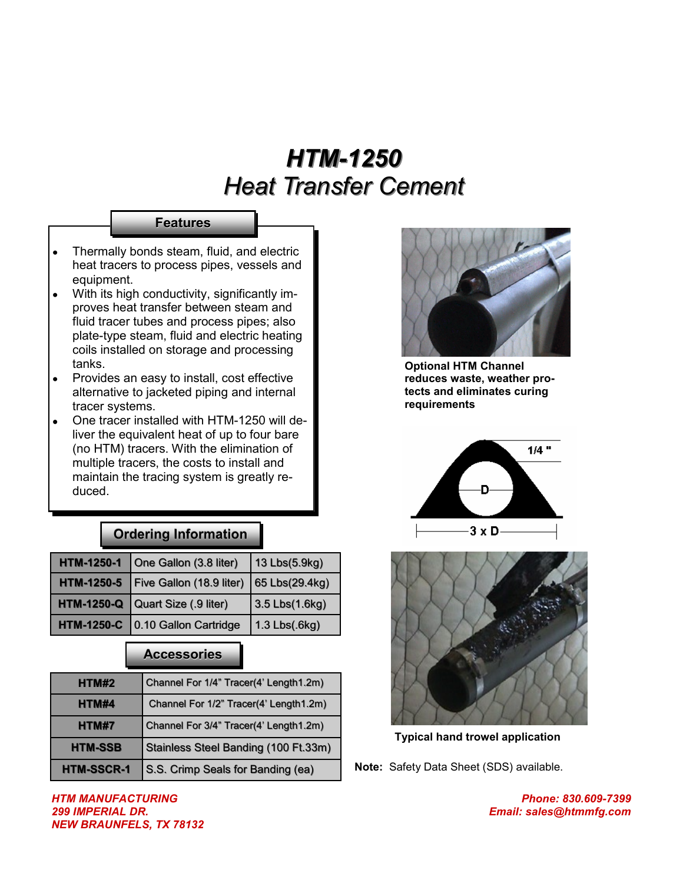# HTM-1250
# *Heat Transfer Cement*

## Features

- Thermally bonds steam, fluid, and electric heat tracers to process pipes, vessels and equipment.
- With its high conductivity, significantly improves heat transfer between steam and fluid tracer tubes and process pipes; also plate-type steam, fluid and electric heating coils installed on storage and processing tanks.
- Provides an easy to install, cost effective alternative to jacketed piping and internal tracer systems.
- One tracer installed with HTM-1250 will deliver the equivalent heat of up to four bare (no HTM) tracers. With the elimination of multiple tracers, the costs to install and maintain the tracing system is greatly reduced.

**Optional HTM Channel reduces waste, weather protects and eliminates curing requirements**

1/4 "

D

3 x D

## Ordering Information

| | | |
|---|---|---|
| **HTM-1250-1** | One Gallon (3.8 liter) | 13 Lbs(5.9kg) |
| **HTM-1250-5** | Five Gallon (18.9 liter) | 65 Lbs(29.4kg) |
| **HTM-1250-Q** | Quart Size (.9 liter) | 3.5 Lbs(1.6kg) |
| **HTM-1250-C** | 0.10 Gallon Cartridge | 1.3 Lbs(.6kg) |

## Accessories

| | |
|---|---|
| **HTM#2** | Channel For 1/4" Tracer(4' Length1.2m) |
| **HTM#4** | Channel For 1/2" Tracer(4' Length1.2m) |
| **HTM#7** | Channel For 3/4" Tracer(4' Length1.2m) |
| **HTM-SSB** | Stainless Steel Banding (100 Ft.33m) |
| **HTM-SSCR-1** | S.S. Crimp Seals for Banding (ea) |

**Typical hand trowel application**

**Note:** Safety Data Sheet (SDS) available.

*HTM MANUFACTURING*
*299 IMPERIAL DR.*
*NEW BRAUNFELS, TX 78132*

*Phone: 830.609-7399*
*Email: sales@htmmfg.com*